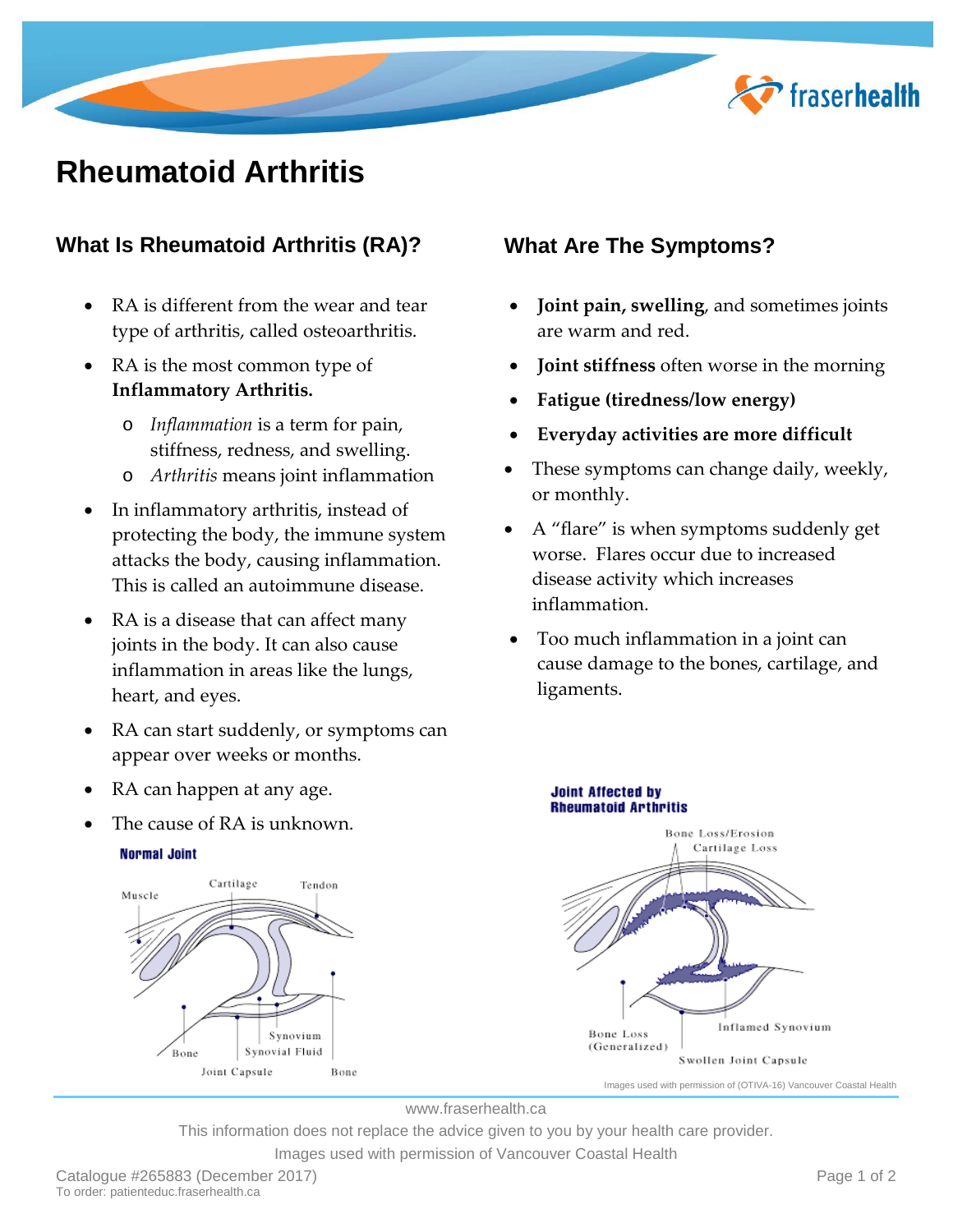# Rheumatoid Arthritis

## What Is Rheumatoid Arthritis (RA)?

- RA is different from the wear and tear type of arthritis, called osteoarthritis.
- RA is the most common type of **Inflammatory Arthritis.**
  - *Inflammation* is a term for pain, stiffness, redness, and swelling.
  - *Arthritis* means joint inflammation
- In inflammatory arthritis, instead of protecting the body, the immune system attacks the body, causing inflammation. This is called an autoimmune disease.
- RA is a disease that can affect many joints in the body. It can also cause inflammation in areas like the lungs, heart, and eyes.
- RA can start suddenly, or symptoms can appear over weeks or months.
- RA can happen at any age.
- The cause of RA is unknown.

**Normal Joint**

Muscle, Cartilage, Tendon, Bone, Synovium, Synovial Fluid, Joint Capsule, Bone

## What Are The Symptoms?

- **Joint pain, swelling**, and sometimes joints are warm and red.
- **Joint stiffness** often worse in the morning
- **Fatigue (tiredness/low energy)**
- **Everyday activities are more difficult**
- These symptoms can change daily, weekly, or monthly.
- A "flare" is when symptoms suddenly get worse. Flares occur due to increased disease activity which increases inflammation.
- Too much inflammation in a joint can cause damage to the bones, cartilage, and ligaments.

**Joint Affected by Rheumatoid Arthritis**

Bone Loss/Erosion, Cartilage Loss, Bone Loss (Generalized), Inflamed Synovium, Swollen Joint Capsule

Images used with permission of (OTIVA-16) Vancouver Coastal Health

www.fraserhealth.ca

This information does not replace the advice given to you by your health care provider.

Images used with permission of Vancouver Coastal Health

Catalogue #265883 (December 2017)
To order: patienteduc.fraserhealth.ca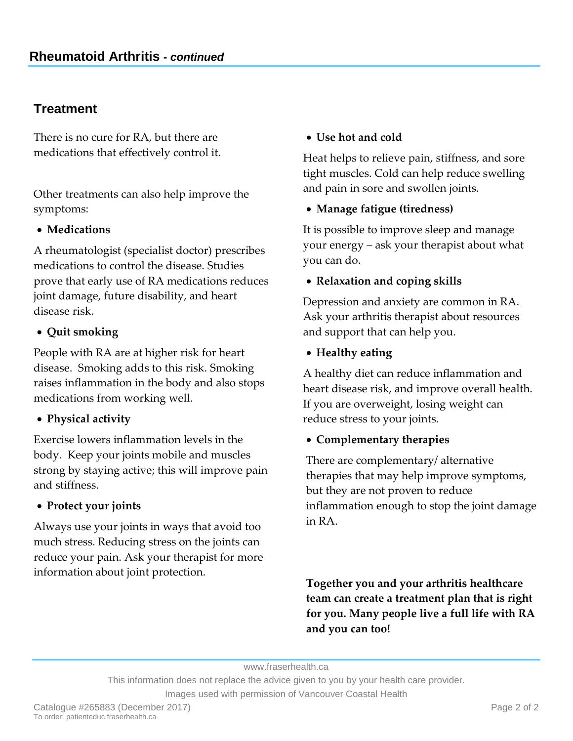## Treatment

There is no cure for RA, but there are medications that effectively control it.

Other treatments can also help improve the symptoms:

- **Medications**

A rheumatologist (specialist doctor) prescribes medications to control the disease. Studies prove that early use of RA medications reduces joint damage, future disability, and heart disease risk.

- **Quit smoking**

People with RA are at higher risk for heart disease. Smoking adds to this risk. Smoking raises inflammation in the body and also stops medications from working well.

- **Physical activity**

Exercise lowers inflammation levels in the body. Keep your joints mobile and muscles strong by staying active; this will improve pain and stiffness.

- **Protect your joints**

Always use your joints in ways that avoid too much stress. Reducing stress on the joints can reduce your pain. Ask your therapist for more information about joint protection.

- **Use hot and cold**

Heat helps to relieve pain, stiffness, and sore tight muscles. Cold can help reduce swelling and pain in sore and swollen joints.

- **Manage fatigue (tiredness)**

It is possible to improve sleep and manage your energy – ask your therapist about what you can do.

- **Relaxation and coping skills**

Depression and anxiety are common in RA. Ask your arthritis therapist about resources and support that can help you.

- **Healthy eating**

A healthy diet can reduce inflammation and heart disease risk, and improve overall health. If you are overweight, losing weight can reduce stress to your joints.

- **Complementary therapies**

There are complementary/ alternative therapies that may help improve symptoms, but they are not proven to reduce inflammation enough to stop the joint damage in RA.

**Together you and your arthritis healthcare team can create a treatment plan that is right for you. Many people live a full life with RA and you can too!**

www.fraserhealth.ca

This information does not replace the advice given to you by your health care provider.

Images used with permission of Vancouver Coastal Health

Catalogue #265883 (December 2017)
To order: patienteduc.fraserhealth.ca